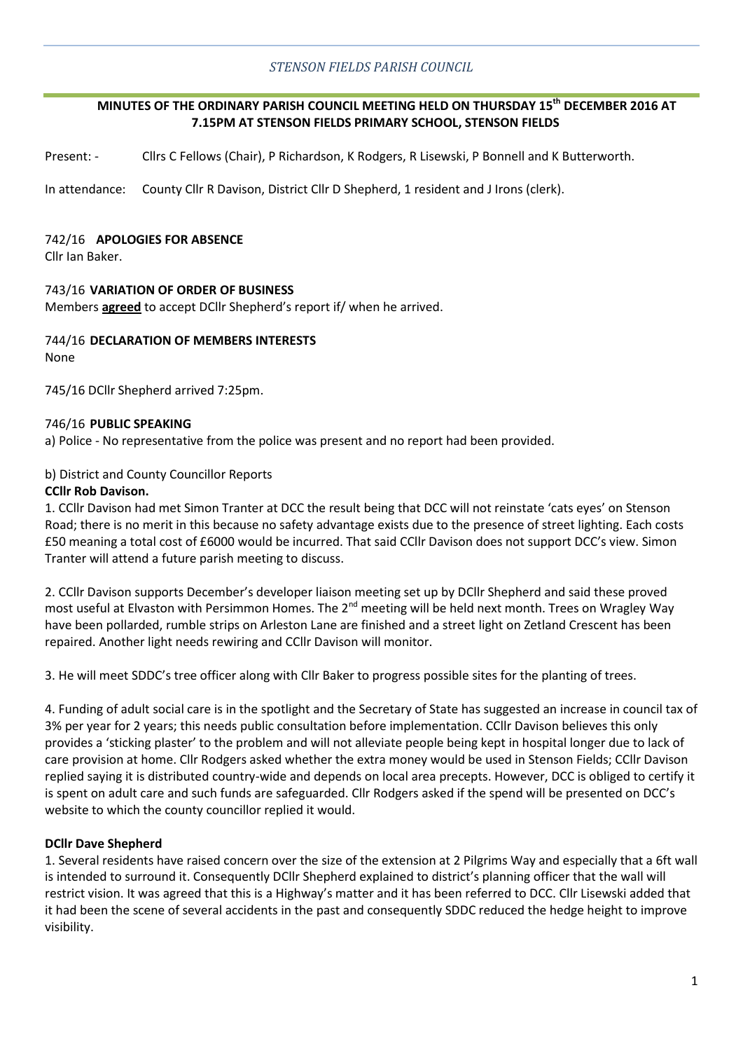*STENSON FIELDS PARISH COUNCIL*

# MINUTES OF THE ORDINARY PARISH COUNCIL MEETING HELD ON THURSDAY 15th DECEMBER 2016 AT 7.15PM AT STENSON FIELDS PRIMARY SCHOOL, STENSON FIELDS

Present: - Cllrs C Fellows (Chair), P Richardson, K Rodgers, R Lisewski, P Bonnell and K Butterworth.

In attendance: County Cllr R Davison, District Cllr D Shepherd, 1 resident and J Irons (clerk).

742/16 **APOLOGIES FOR ABSENCE**
Cllr Ian Baker.

743/16 **VARIATION OF ORDER OF BUSINESS**
Members **agreed** to accept DCllr Shepherd's report if/ when he arrived.

744/16 **DECLARATION OF MEMBERS INTERESTS**
None

745/16 DCllr Shepherd arrived 7:25pm.

746/16 **PUBLIC SPEAKING**
a) Police - No representative from the police was present and no report had been provided.

b) District and County Councillor Reports
**CCllr Rob Davison.**
1. CCllr Davison had met Simon Tranter at DCC the result being that DCC will not reinstate 'cats eyes' on Stenson Road; there is no merit in this because no safety advantage exists due to the presence of street lighting. Each costs £50 meaning a total cost of £6000 would be incurred. That said CCllr Davison does not support DCC's view. Simon Tranter will attend a future parish meeting to discuss.

2. CCllr Davison supports December's developer liaison meeting set up by DCllr Shepherd and said these proved most useful at Elvaston with Persimmon Homes. The 2nd meeting will be held next month. Trees on Wragley Way have been pollarded, rumble strips on Arleston Lane are finished and a street light on Zetland Crescent has been repaired. Another light needs rewiring and CCllr Davison will monitor.

3. He will meet SDDC's tree officer along with Cllr Baker to progress possible sites for the planting of trees.

4. Funding of adult social care is in the spotlight and the Secretary of State has suggested an increase in council tax of 3% per year for 2 years; this needs public consultation before implementation. CCllr Davison believes this only provides a 'sticking plaster' to the problem and will not alleviate people being kept in hospital longer due to lack of care provision at home. Cllr Rodgers asked whether the extra money would be used in Stenson Fields; CCllr Davison replied saying it is distributed country-wide and depends on local area precepts. However, DCC is obliged to certify it is spent on adult care and such funds are safeguarded. Cllr Rodgers asked if the spend will be presented on DCC's website to which the county councillor replied it would.

**DCllr Dave Shepherd**
1. Several residents have raised concern over the size of the extension at 2 Pilgrims Way and especially that a 6ft wall is intended to surround it. Consequently DCllr Shepherd explained to district's planning officer that the wall will restrict vision. It was agreed that this is a Highway's matter and it has been referred to DCC. Cllr Lisewski added that it had been the scene of several accidents in the past and consequently SDDC reduced the hedge height to improve visibility.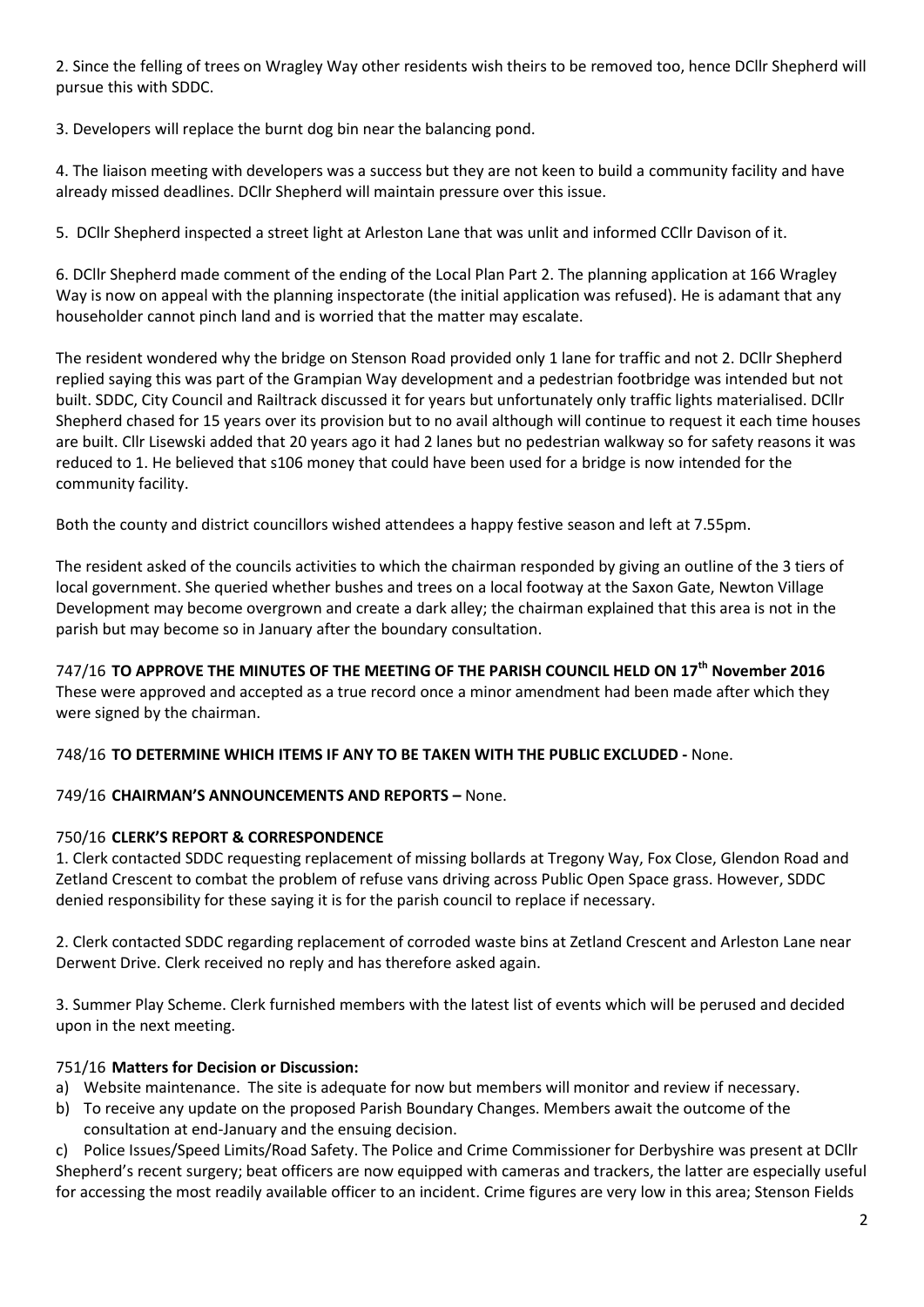2. Since the felling of trees on Wragley Way other residents wish theirs to be removed too, hence DCllr Shepherd will pursue this with SDDC.

3. Developers will replace the burnt dog bin near the balancing pond.

4. The liaison meeting with developers was a success but they are not keen to build a community facility and have already missed deadlines. DCllr Shepherd will maintain pressure over this issue.

5. DCllr Shepherd inspected a street light at Arleston Lane that was unlit and informed CCllr Davison of it.

6. DCllr Shepherd made comment of the ending of the Local Plan Part 2. The planning application at 166 Wragley Way is now on appeal with the planning inspectorate (the initial application was refused). He is adamant that any householder cannot pinch land and is worried that the matter may escalate.

The resident wondered why the bridge on Stenson Road provided only 1 lane for traffic and not 2. DCllr Shepherd replied saying this was part of the Grampian Way development and a pedestrian footbridge was intended but not built. SDDC, City Council and Railtrack discussed it for years but unfortunately only traffic lights materialised. DCllr Shepherd chased for 15 years over its provision but to no avail although will continue to request it each time houses are built. Cllr Lisewski added that 20 years ago it had 2 lanes but no pedestrian walkway so for safety reasons it was reduced to 1. He believed that s106 money that could have been used for a bridge is now intended for the community facility.

Both the county and district councillors wished attendees a happy festive season and left at 7.55pm.

The resident asked of the councils activities to which the chairman responded by giving an outline of the 3 tiers of local government. She queried whether bushes and trees on a local footway at the Saxon Gate, Newton Village Development may become overgrown and create a dark alley; the chairman explained that this area is not in the parish but may become so in January after the boundary consultation.

747/16 **TO APPROVE THE MINUTES OF THE MEETING OF THE PARISH COUNCIL HELD ON 17th November 2016**
These were approved and accepted as a true record once a minor amendment had been made after which they were signed by the chairman.

748/16 **TO DETERMINE WHICH ITEMS IF ANY TO BE TAKEN WITH THE PUBLIC EXCLUDED -** None.

749/16 **CHAIRMAN'S ANNOUNCEMENTS AND REPORTS –** None.

750/16 **CLERK'S REPORT & CORRESPONDENCE**

1. Clerk contacted SDDC requesting replacement of missing bollards at Tregony Way, Fox Close, Glendon Road and Zetland Crescent to combat the problem of refuse vans driving across Public Open Space grass. However, SDDC denied responsibility for these saying it is for the parish council to replace if necessary.

2. Clerk contacted SDDC regarding replacement of corroded waste bins at Zetland Crescent and Arleston Lane near Derwent Drive. Clerk received no reply and has therefore asked again.

3. Summer Play Scheme. Clerk furnished members with the latest list of events which will be perused and decided upon in the next meeting.

751/16 **Matters for Decision or Discussion:**

a) Website maintenance. The site is adequate for now but members will monitor and review if necessary.
b) To receive any update on the proposed Parish Boundary Changes. Members await the outcome of the consultation at end-January and the ensuing decision.
c) Police Issues/Speed Limits/Road Safety. The Police and Crime Commissioner for Derbyshire was present at DCllr Shepherd's recent surgery; beat officers are now equipped with cameras and trackers, the latter are especially useful for accessing the most readily available officer to an incident. Crime figures are very low in this area; Stenson Fields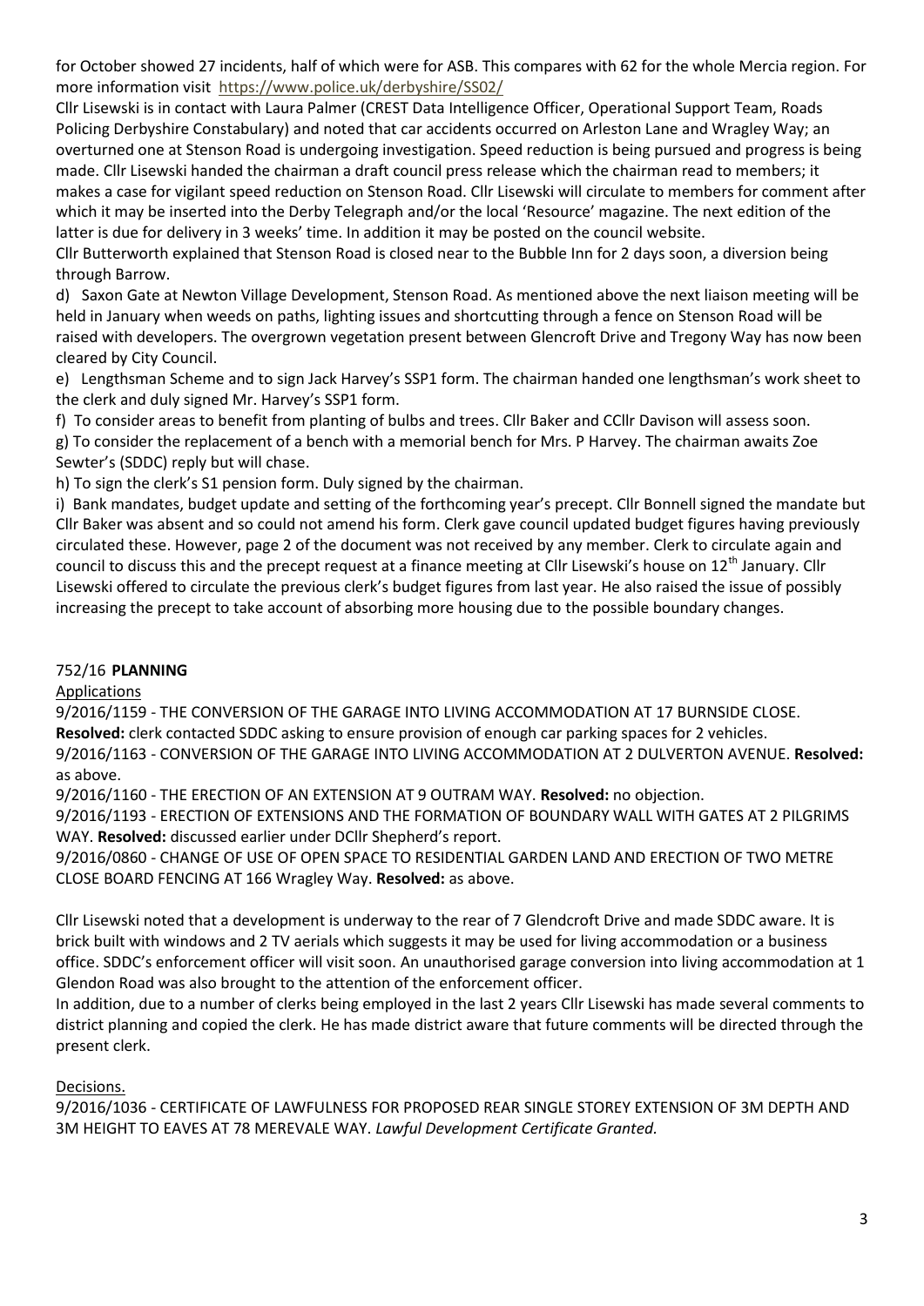for October showed 27 incidents, half of which were for ASB. This compares with 62 for the whole Mercia region. For more information visit https://www.police.uk/derbyshire/SS02/

Cllr Lisewski is in contact with Laura Palmer (CREST Data Intelligence Officer, Operational Support Team, Roads Policing Derbyshire Constabulary) and noted that car accidents occurred on Arleston Lane and Wragley Way; an overturned one at Stenson Road is undergoing investigation. Speed reduction is being pursued and progress is being made. Cllr Lisewski handed the chairman a draft council press release which the chairman read to members; it makes a case for vigilant speed reduction on Stenson Road. Cllr Lisewski will circulate to members for comment after which it may be inserted into the Derby Telegraph and/or the local 'Resource' magazine. The next edition of the latter is due for delivery in 3 weeks' time. In addition it may be posted on the council website.

Cllr Butterworth explained that Stenson Road is closed near to the Bubble Inn for 2 days soon, a diversion being through Barrow.

d) Saxon Gate at Newton Village Development, Stenson Road. As mentioned above the next liaison meeting will be held in January when weeds on paths, lighting issues and shortcutting through a fence on Stenson Road will be raised with developers. The overgrown vegetation present between Glencroft Drive and Tregony Way has now been cleared by City Council.

e) Lengthsman Scheme and to sign Jack Harvey's SSP1 form. The chairman handed one lengthsman's work sheet to the clerk and duly signed Mr. Harvey's SSP1 form.

f) To consider areas to benefit from planting of bulbs and trees. Cllr Baker and CCllr Davison will assess soon.

g) To consider the replacement of a bench with a memorial bench for Mrs. P Harvey. The chairman awaits Zoe Sewter's (SDDC) reply but will chase.

h) To sign the clerk's S1 pension form. Duly signed by the chairman.

i) Bank mandates, budget update and setting of the forthcoming year's precept. Cllr Bonnell signed the mandate but Cllr Baker was absent and so could not amend his form. Clerk gave council updated budget figures having previously circulated these. However, page 2 of the document was not received by any member. Clerk to circulate again and council to discuss this and the precept request at a finance meeting at Cllr Lisewski's house on 12th January. Cllr Lisewski offered to circulate the previous clerk's budget figures from last year. He also raised the issue of possibly increasing the precept to take account of absorbing more housing due to the possible boundary changes.

## 752/16 **PLANNING**

Applications

9/2016/1159 - THE CONVERSION OF THE GARAGE INTO LIVING ACCOMMODATION AT 17 BURNSIDE CLOSE. **Resolved:** clerk contacted SDDC asking to ensure provision of enough car parking spaces for 2 vehicles.

9/2016/1163 - CONVERSION OF THE GARAGE INTO LIVING ACCOMMODATION AT 2 DULVERTON AVENUE. **Resolved:** as above.

9/2016/1160 - THE ERECTION OF AN EXTENSION AT 9 OUTRAM WAY. **Resolved:** no objection.

9/2016/1193 - ERECTION OF EXTENSIONS AND THE FORMATION OF BOUNDARY WALL WITH GATES AT 2 PILGRIMS WAY. **Resolved:** discussed earlier under DCllr Shepherd's report.

9/2016/0860 - CHANGE OF USE OF OPEN SPACE TO RESIDENTIAL GARDEN LAND AND ERECTION OF TWO METRE CLOSE BOARD FENCING AT 166 Wragley Way. **Resolved:** as above.

Cllr Lisewski noted that a development is underway to the rear of 7 Glendcroft Drive and made SDDC aware. It is brick built with windows and 2 TV aerials which suggests it may be used for living accommodation or a business office. SDDC's enforcement officer will visit soon. An unauthorised garage conversion into living accommodation at 1 Glendon Road was also brought to the attention of the enforcement officer.

In addition, due to a number of clerks being employed in the last 2 years Cllr Lisewski has made several comments to district planning and copied the clerk. He has made district aware that future comments will be directed through the present clerk.

Decisions.

9/2016/1036 - CERTIFICATE OF LAWFULNESS FOR PROPOSED REAR SINGLE STOREY EXTENSION OF 3M DEPTH AND 3M HEIGHT TO EAVES AT 78 MEREVALE WAY. *Lawful Development Certificate Granted.*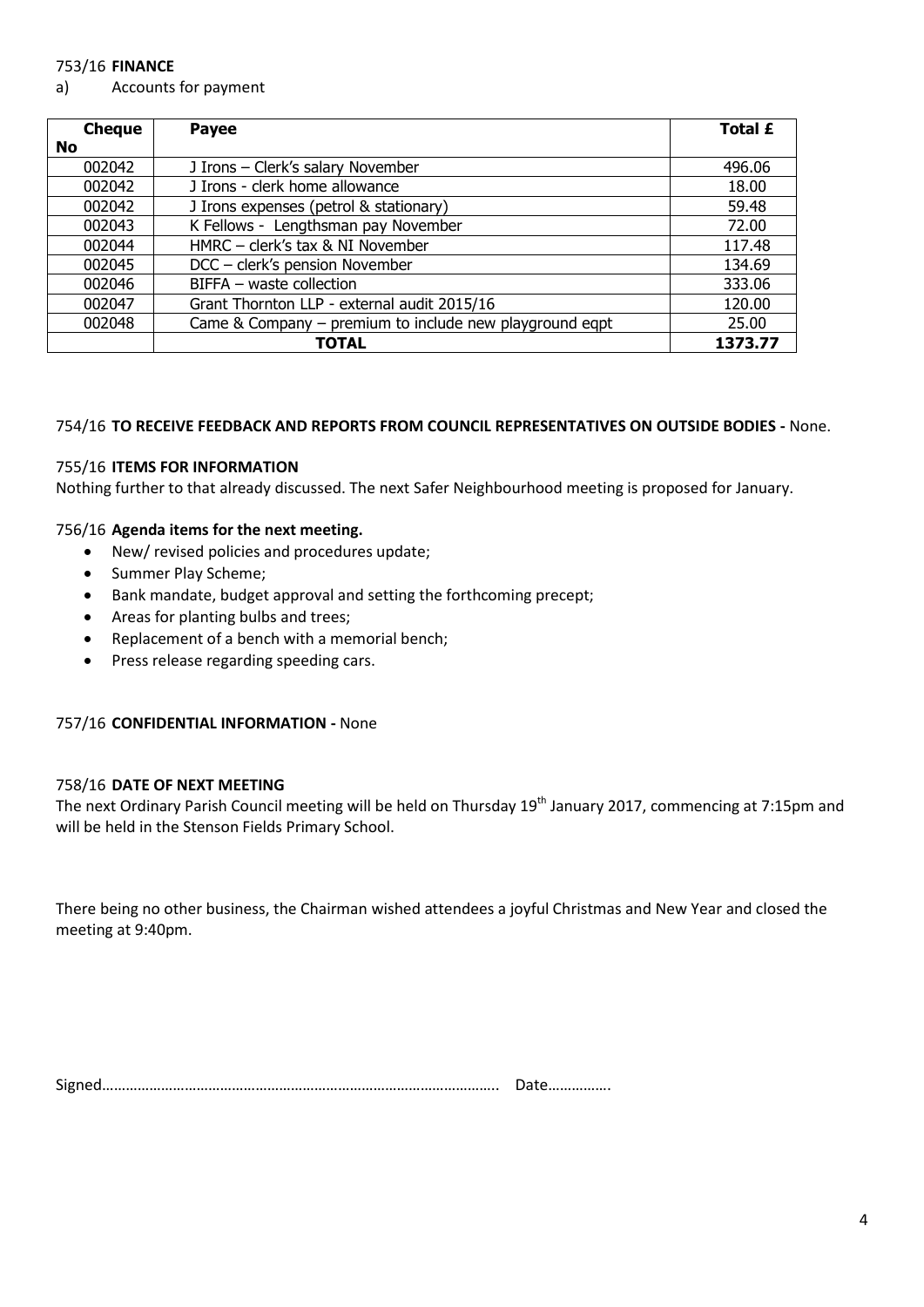753/16 **FINANCE**

a) Accounts for payment

| Cheque No | Payee | Total £ |
|---|---|---|
| 002042 | J Irons – Clerk's salary November | 496.06 |
| 002042 | J Irons - clerk home allowance | 18.00 |
| 002042 | J Irons expenses (petrol & stationary) | 59.48 |
| 002043 | K Fellows - Lengthsman pay November | 72.00 |
| 002044 | HMRC – clerk's tax & NI November | 117.48 |
| 002045 | DCC – clerk's pension November | 134.69 |
| 002046 | BIFFA – waste collection | 333.06 |
| 002047 | Grant Thornton LLP - external audit 2015/16 | 120.00 |
| 002048 | Came & Company – premium to include new playground eqpt | 25.00 |
| | **TOTAL** | **1373.77** |

754/16 **TO RECEIVE FEEDBACK AND REPORTS FROM COUNCIL REPRESENTATIVES ON OUTSIDE BODIES -** None.

755/16 **ITEMS FOR INFORMATION**

Nothing further to that already discussed. The next Safer Neighbourhood meeting is proposed for January.

756/16 **Agenda items for the next meeting.**

- New/ revised policies and procedures update;
- Summer Play Scheme;
- Bank mandate, budget approval and setting the forthcoming precept;
- Areas for planting bulbs and trees;
- Replacement of a bench with a memorial bench;
- Press release regarding speeding cars.

757/16 **CONFIDENTIAL INFORMATION -** None

758/16 **DATE OF NEXT MEETING**

The next Ordinary Parish Council meeting will be held on Thursday 19th January 2017, commencing at 7:15pm and will be held in the Stenson Fields Primary School.

There being no other business, the Chairman wished attendees a joyful Christmas and New Year and closed the meeting at 9:40pm.

Signed………………………………………………………………………………….. Date…………….